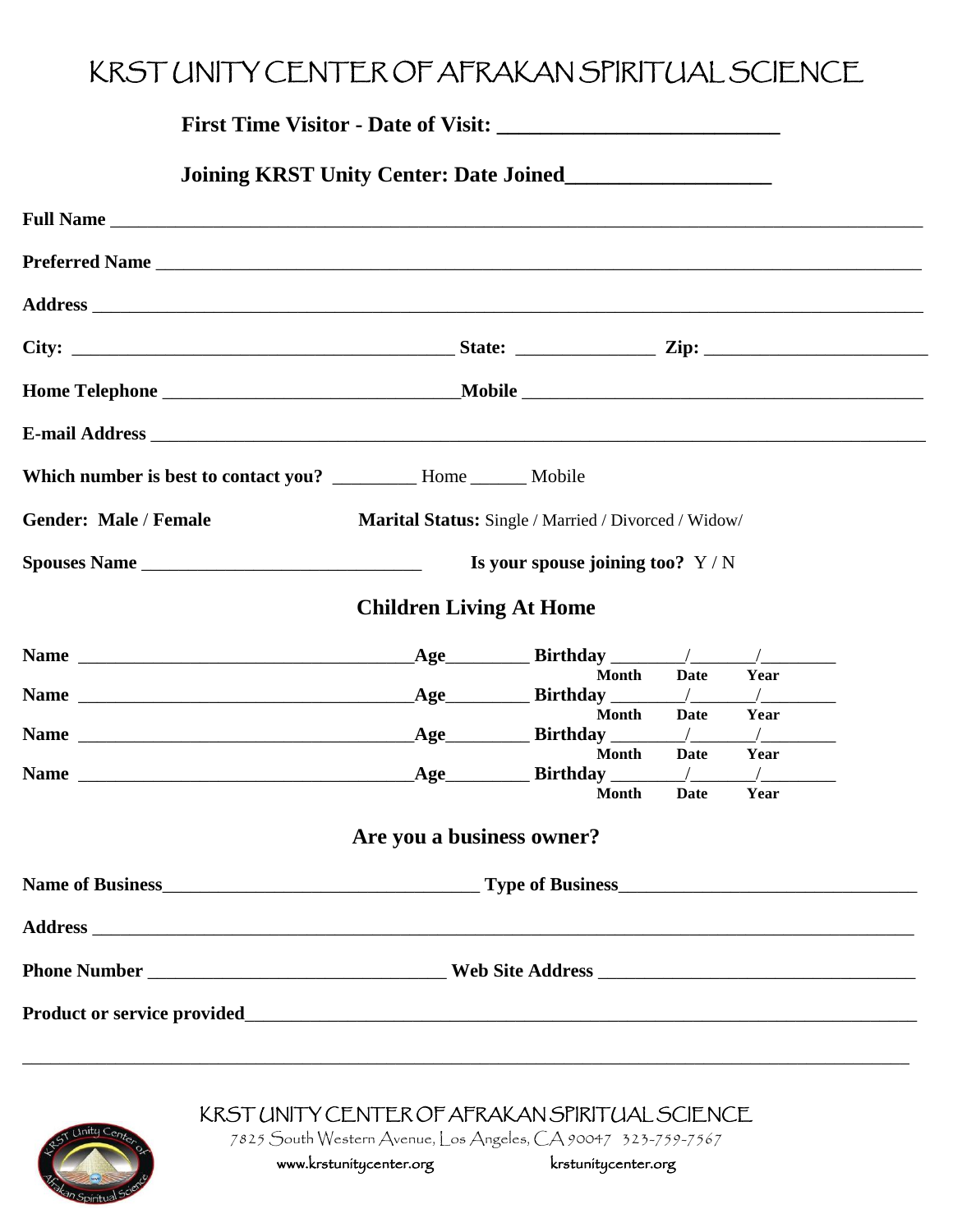# KRST UNITY CENTER OF AFRAKAN SPIRITUAL SCIENCE

**First Time Visitor - Date of Visit: _________________________**

**Joining KRST Unity Center: Date Joined__________________**

**Full Name** ___________________________________________________________________________

**Preferred Name** ________________________________________________________________________

**Address** _____________________________________________________________________________

**City:** ________________________________________ **State:** _______________ **Zip:** _______________________

**Home Telephone** _______________________________**Mobile** ___________________________________________

**E-mail Address** _________________________________________________________________________

**Which number is best to contact you?** _________ Home ______ Mobile

**Gender: Male / Female** **Marital Status:** Single / Married / Divorced / Widow/

**Spouses Name** ______________________________ **Is your spouse joining too?** Y / N

## Children Living At Home

**Name** ____________________________________**Age**_________ **Birthday** ________/_______/________
**Month** **Date** **Year**

**Name** ____________________________________**Age**_________ **Birthday** ________/_______/________
**Month** **Date** **Year**

**Name** ____________________________________**Age**_________ **Birthday** ________/_______/________
**Month** **Date** **Year**

**Name** ____________________________________**Age**_________ **Birthday** ________/_______/________
**Month** **Date** **Year**

## Are you a business owner?

**Name of Business**_________________________________ **Type of Business**_______________________________

**Address** _____________________________________________________________________________

**Phone Number** ________________________________ **Web Site Address** __________________________________

**Product or service provided**_______________________________________________________________________

_____________________________________________________________________________________

KRST UNITY CENTER OF AFRAKAN SPIRITUAL SCIENCE
7825 South Western Avenue, Los Angeles, CA 90047 323-759-7567
www.krstunitycenter.org krstunitycenter.org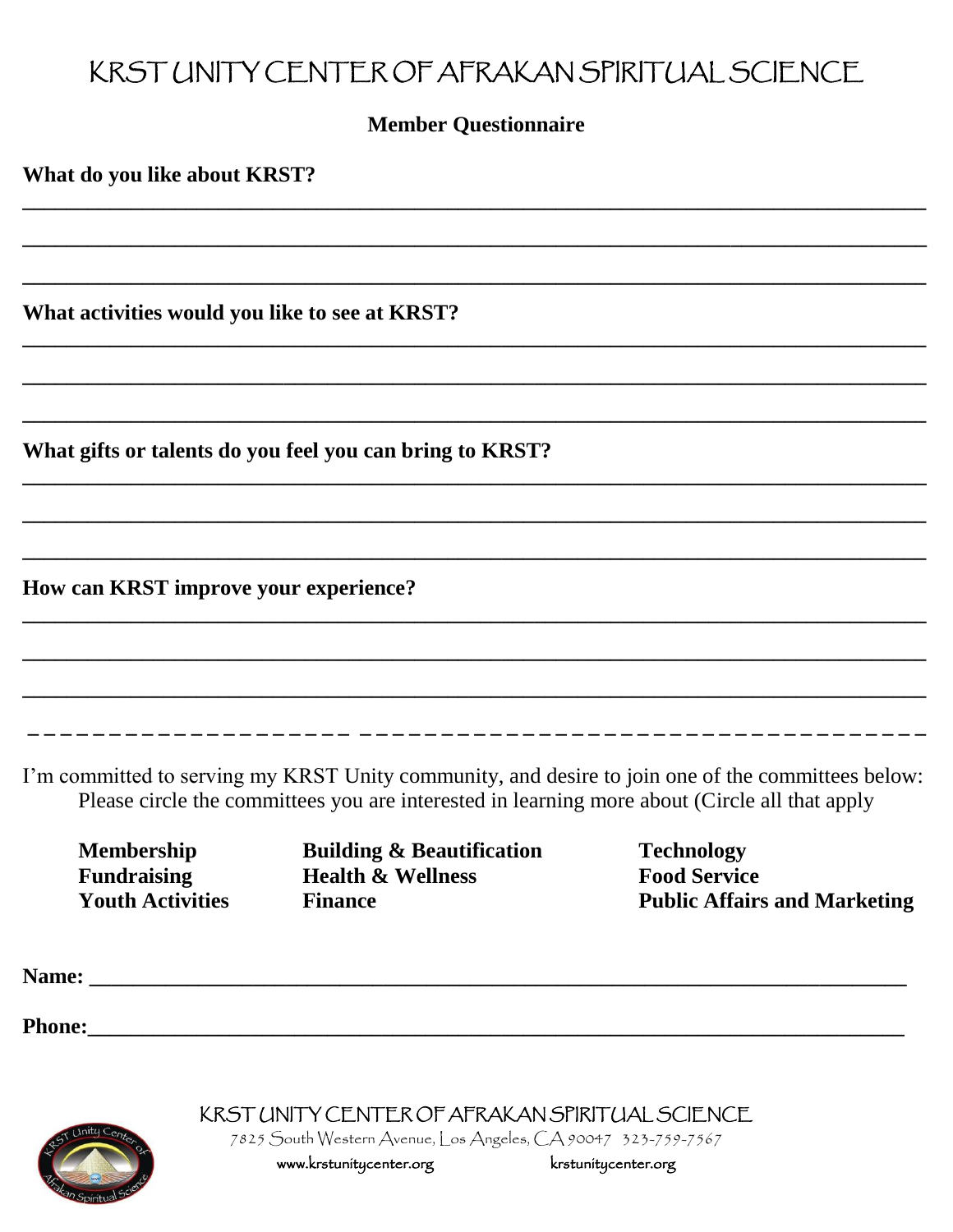# KRST UNITY CENTER OF AFRAKAN SPIRITUAL SCIENCE

**Member Questionnaire**

**What do you like about KRST?**

______________________________________________________________________________

______________________________________________________________________________

______________________________________________________________________________

**What activities would you like to see at KRST?**

______________________________________________________________________________

______________________________________________________________________________

______________________________________________________________________________

**What gifts or talents do you feel you can bring to KRST?**

______________________________________________________________________________

______________________________________________________________________________

______________________________________________________________________________

**How can KRST improve your experience?**

______________________________________________________________________________

______________________________________________________________________________

______________________________________________________________________________

- - - - - - - - - - - - - - - - - - - - - - - - - - - - - - - - - - - - - - - - - - - - - - - - - - - - - - - - - -

I'm committed to serving my KRST Unity community, and desire to join one of the committees below: Please circle the committees you are interested in learning more about (Circle all that apply

| | | |
|---|---|---|
| **Membership** | **Building & Beautification** | **Technology** |
| **Fundraising** | **Health & Wellness** | **Food Service** |
| **Youth Activities** | **Finance** | **Public Affairs and Marketing** |

**Name:** ________________________________________________________________________

**Phone:**________________________________________________________________________

KRST UNITY CENTER OF AFRAKAN SPIRITUAL SCIENCE

7825 South Western Avenue, Los Angeles, CA 90047 323-759-7567

www.krstunitycenter.org krstunitycenter.org